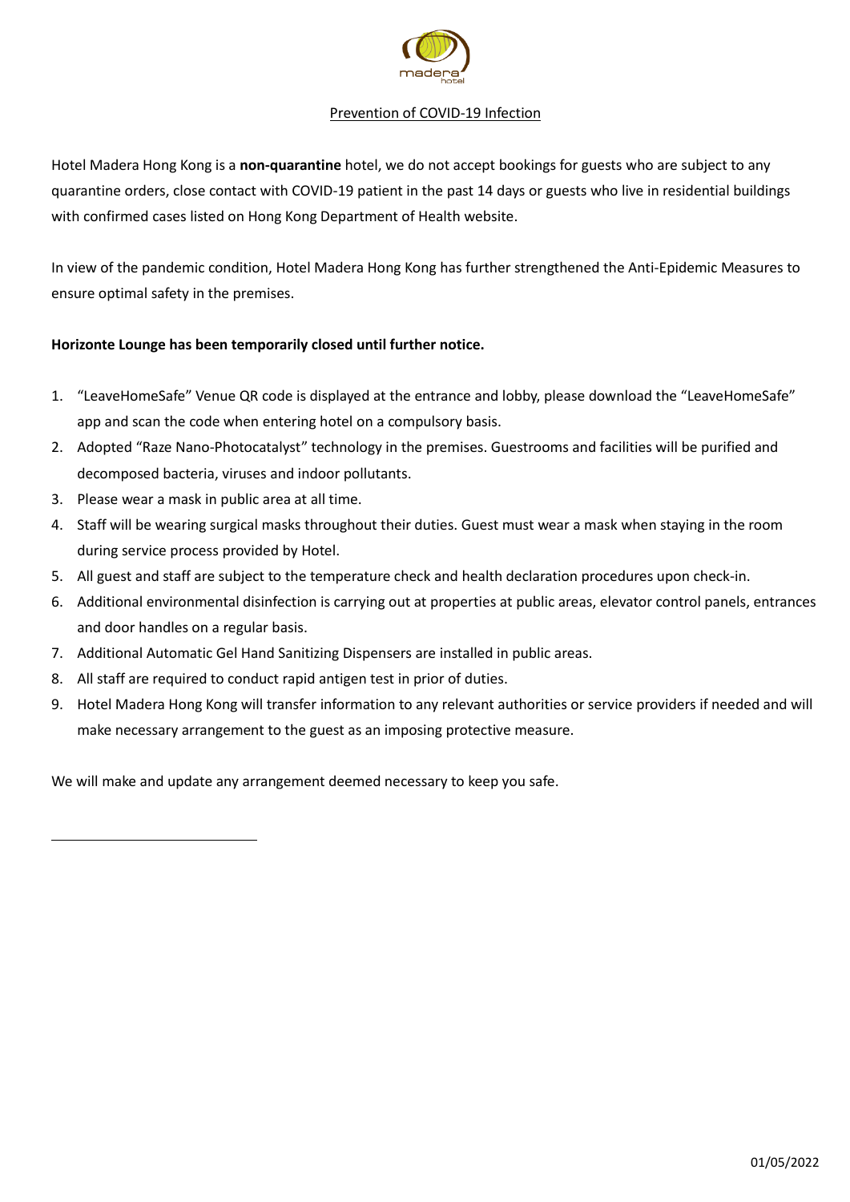## Prevention of COVID-19 Infection

Hotel Madera Hong Kong is a **non-quarantine** hotel, we do not accept bookings for guests who are subject to any quarantine orders, close contact with COVID-19 patient in the past 14 days or guests who live in residential buildings with confirmed cases listed on Hong Kong Department of Health website.

In view of the pandemic condition, Hotel Madera Hong Kong has further strengthened the Anti-Epidemic Measures to ensure optimal safety in the premises.

**Horizonte Lounge has been temporarily closed until further notice.**

1. "LeaveHomeSafe" Venue QR code is displayed at the entrance and lobby, please download the "LeaveHomeSafe" app and scan the code when entering hotel on a compulsory basis.
2. Adopted "Raze Nano-Photocatalyst" technology in the premises. Guestrooms and facilities will be purified and decomposed bacteria, viruses and indoor pollutants.
3. Please wear a mask in public area at all time.
4. Staff will be wearing surgical masks throughout their duties. Guest must wear a mask when staying in the room during service process provided by Hotel.
5. All guest and staff are subject to the temperature check and health declaration procedures upon check-in.
6. Additional environmental disinfection is carrying out at properties at public areas, elevator control panels, entrances and door handles on a regular basis.
7. Additional Automatic Gel Hand Sanitizing Dispensers are installed in public areas.
8. All staff are required to conduct rapid antigen test in prior of duties.
9. Hotel Madera Hong Kong will transfer information to any relevant authorities or service providers if needed and will make necessary arrangement to the guest as an imposing protective measure.

We will make and update any arrangement deemed necessary to keep you safe.

01/05/2022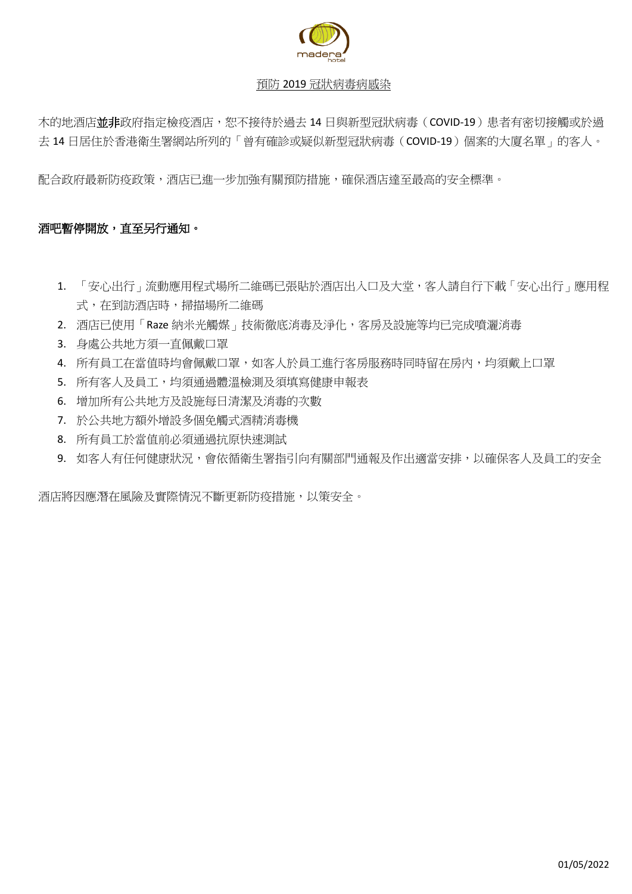预防 2019 冠狀病毒病感染

## 預防 2019 冠狀病毒病感染

木的地酒店**並非**政府指定檢疫酒店，恕不接待於過去 14 日與新型冠狀病毒（COVID-19）患者有密切接觸或於過去 14 日居住於香港衞生署網站所列的「曾有確診或疑似新型冠狀病毒（COVID-19）個案的大廈名單」的客人。

配合政府最新防疫政策，酒店已進一步加強有關預防措施，確保酒店達至最高的安全標準。

**酒吧暫停開放，直至另行通知。**

1. 「安心出行」流動應用程式場所二維碼已張貼於酒店出入口及大堂，客人請自行下載「安心出行」應用程式，在到訪酒店時，掃描場所二維碼
2. 酒店已使用「Raze 納米光觸媒」技術徹底消毒及淨化，客房及設施等均已完成噴灑消毒
3. 身處公共地方須一直佩戴口罩
4. 所有員工在當值時均會佩戴口罩，如客人於員工進行客房服務時同時留在房內，均須戴上口罩
5. 所有客人及員工，均須通過體溫檢測及須填寫健康申報表
6. 增加所有公共地方及設施每日清潔及消毒的次數
7. 於公共地方額外增設多個免觸式酒精消毒機
8. 所有員工於當值前必須通過抗原快速測試
9. 如客人有任何健康狀況，會依循衞生署指引向有關部門通報及作出適當安排，以確保客人及員工的安全

酒店將因應潛在風險及實際情況不斷更新防疫措施，以策安全。

01/05/2022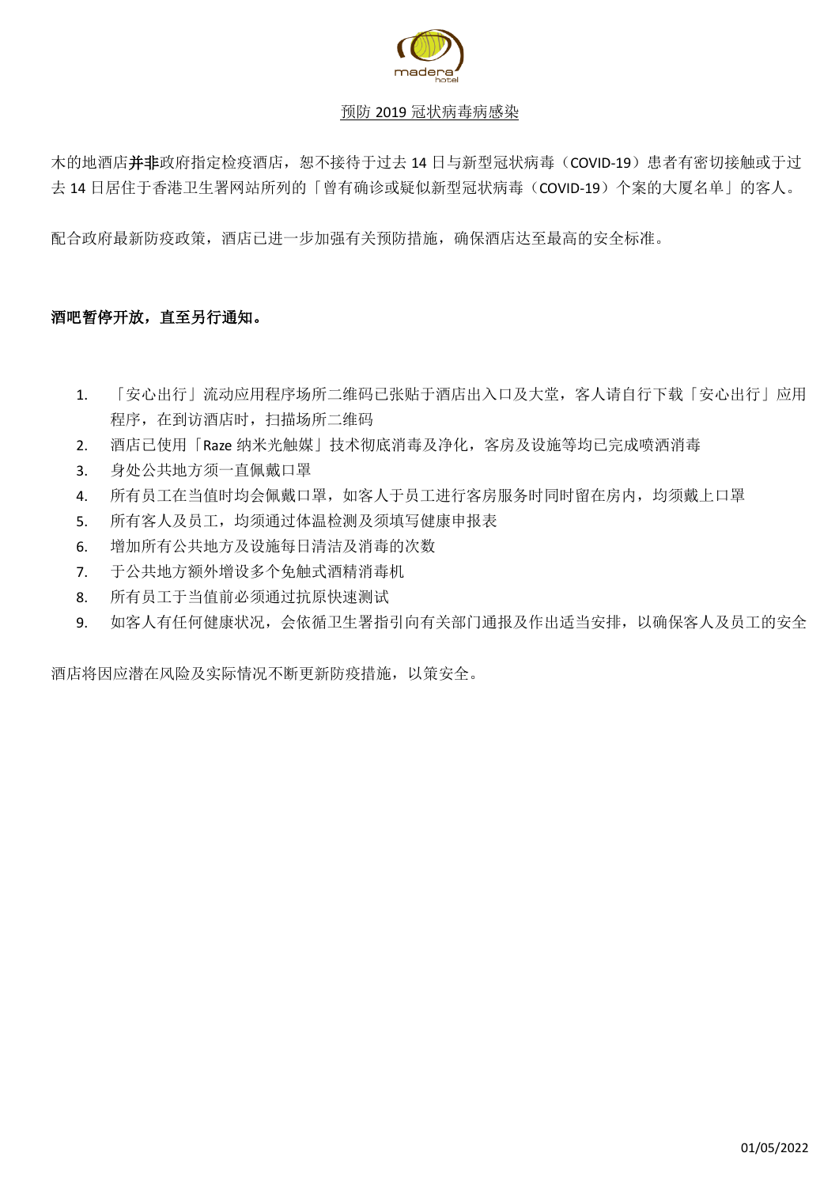<u>预防 2019 冠状病毒病感染</u>

木的地酒店**并非**政府指定检疫酒店，恕不接待于过去 14 日与新型冠状病毒（COVID-19）患者有密切接触或于过去 14 日居住于香港卫生署网站所列的「曾有确诊或疑似新型冠状病毒（COVID-19）个案的大厦名单」的客人。

配合政府最新防疫政策，酒店已进一步加强有关预防措施，确保酒店达至最高的安全标准。

**酒吧暂停开放，直至另行通知。**

1. 「安心出行」流动应用程序场所二维码已张贴于酒店出入口及大堂，客人请自行下载「安心出行」应用程序，在到访酒店时，扫描场所二维码
2. 酒店已使用「Raze 纳米光触媒」技术彻底消毒及净化，客房及设施等均已完成喷洒消毒
3. 身处公共地方须一直佩戴口罩
4. 所有员工在当值时均会佩戴口罩，如客人于员工进行客房服务时同时留在房内，均须戴上口罩
5. 所有客人及员工，均须通过体温检测及须填写健康申报表
6. 增加所有公共地方及设施每日清洁及消毒的次数
7. 于公共地方额外增设多个免触式酒精消毒机
8. 所有员工于当值前必须通过抗原快速测试
9. 如客人有任何健康状况，会依循卫生署指引向有关部门通报及作出适当安排，以确保客人及员工的安全

酒店将因应潜在风险及实际情况不断更新防疫措施，以策安全。

01/05/2022